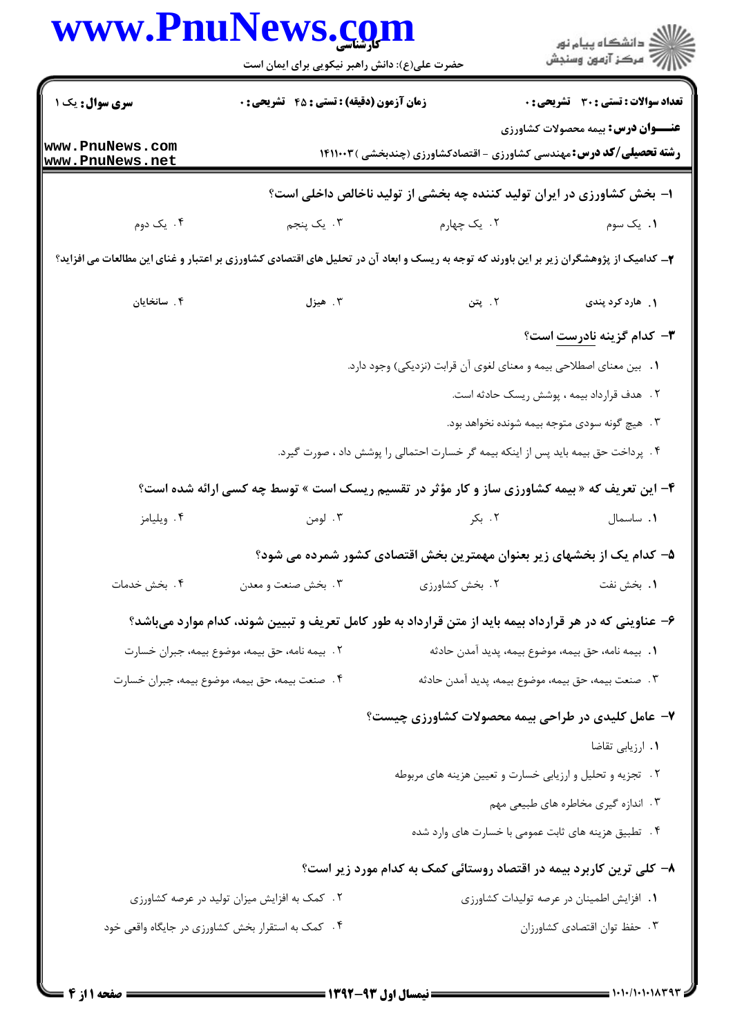کارشناسی

حضرت علی(ع): دانش راهبر نیکویی برای ایمان است

دانشگاه پیام نور
مرکز آزمون وسنجش

**سری سوال:** یک ۱

**زمان آزمون (دقیقه) : تستی : ۴۵ تشریحی : ۰**

**تعداد سوالات : تستی : ۳۰ تشریحی : ۰**

**عنـــوان درس:** بیمه محصولات کشاورزی

**رشته تحصیلی/کد درس:** مهندسی کشاورزی - اقتصادکشاورزی (چندبخشی )۱۴۱۱۰۰۳

**۱- بخش کشاورزی در ایران تولید کننده چه بخشی از تولید ناخالص داخلی است؟**

۱. یک سوم
۲. یک چهارم
۳. یک پنجم
۴. یک دوم

**۲- کدامیک از پژوهشگران زیر بر این باورند که توجه به ریسک و ابعاد آن در تحلیل های اقتصادی کشاورزی بر اعتبار و غنای این مطالعات می افزاید؟**

۱. هارد کرد پندی
۲. پتن
۳. هیزل
۴. سانخایان

**۳- کدام گزینه نادرست است؟**

۱. بین معنای اصطلاحی بیمه و معنای لغوی آن قرابت (نزدیکی) وجود دارد.
۲. هدف قرارداد بیمه ، پوشش ریسک حادثه است.
۳. هیچ گونه سودی متوجه بیمه شونده نخواهد بود.
۴. پرداخت حق بیمه باید پس از اینکه بیمه گر خسارت احتمالی را پوشش داد ، صورت گیرد.

**۴- این تعریف که « بیمه کشاورزی ساز و کار مؤثر در تقسیم ریسک است » توسط چه کسی ارائه شده است؟**

۱. ساسمال
۲. بکر
۳. لومن
۴. ویلیامز

**۵- کدام یک از بخشهای زیر بعنوان مهمترین بخش اقتصادی کشور شمرده می شود؟**

۱. بخش نفت
۲. بخش کشاورزی
۳. بخش صنعت و معدن
۴. بخش خدمات

**۶- عناوینی که در هر قرارداد بیمه باید از متن قرارداد به طور کامل تعریف و تبیین شوند، کدام موارد میباشد؟**

۱. بیمه نامه، حق بیمه، موضوع بیمه، پدید آمدن حادثه
۲. بیمه نامه، حق بیمه، موضوع بیمه، جبران خسارت
۳. صنعت بیمه، حق بیمه، موضوع بیمه، پدید آمدن حادثه
۴. صنعت بیمه، حق بیمه، موضوع بیمه، جبران خسارت

**۷- عامل کلیدی در طراحی بیمه محصولات کشاورزی چیست؟**

۱. ارزیابی تقاضا
۲. تجزیه و تحلیل و ارزیابی خسارت و تعیین هزینه های مربوطه
۳. اندازه گیری مخاطره های طبیعی مهم
۴. تطبیق هزینه های ثابت عمومی با خسارت های وارد شده

**۸- کلی ترین کاربرد بیمه در اقتصاد روستائی کمک به کدام مورد زیر است؟**

۱. افزایش اطمینان در عرصه تولیدات کشاورزی
۲. کمک به افزایش میزان تولید در عرصه کشاورزی
۳. حفظ توان اقتصادی کشاورزان
۴. کمک به استقرار بخش کشاورزی در جایگاه واقعی خود

نیمسال اول ۹۳-۱۳۹۲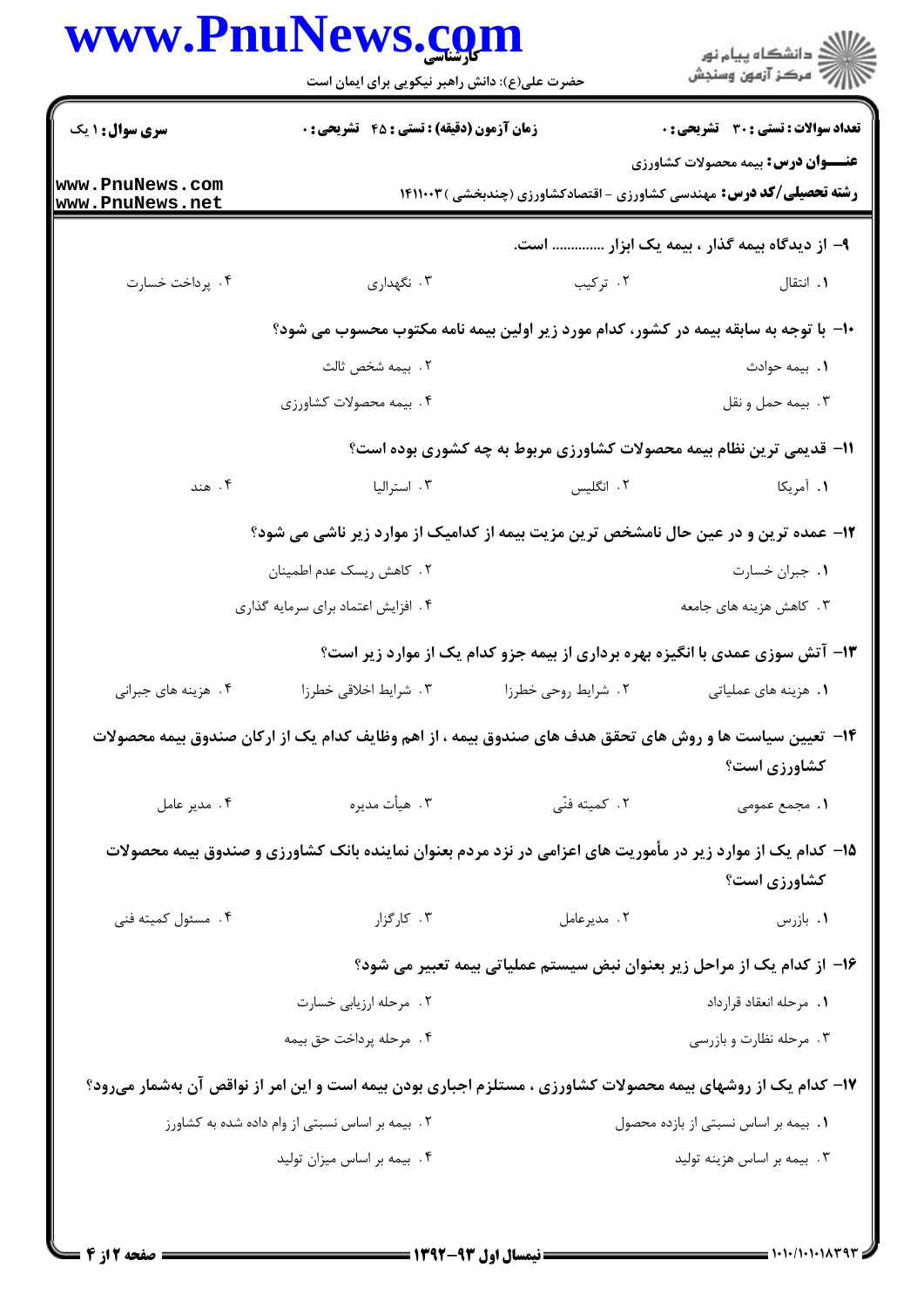**عنـــوان درس:** بیمه محصولات کشاورزی

**رشته تحصیلی/کد درس:** مهندسی کشاورزی - اقتصادکشاورزی (چندبخشی ) ۱۴۱۱۰۰۳

**تعداد سوالات : تستی : ۳۰ تشریحی : ۰** | **زمان آزمون (دقیقه) : تستی : ۴۵ تشریحی : ۰** | **سری سوال : ۱ یک**

**۹- از دیدگاه بیمه گذار ، بیمه یک ابزار ............. است.**

۱. انتقال
۲. ترکیب
۳. نگهداری
۴. پرداخت خسارت

**۱۰- با توجه به سابقه بیمه در کشور، کدام مورد زیر اولین بیمه نامه مکتوب محسوب می شود؟**

۱. بیمه حوادث
۲. بیمه شخص ثالث
۳. بیمه حمل و نقل
۴. بیمه محصولات کشاورزی

**۱۱- قدیمی ترین نظام بیمه محصولات کشاورزی مربوط به چه کشوری بوده است؟**

۱. آمریکا
۲. انگلیس
۳. استرالیا
۴. هند

**۱۲- عمده ترین و در عین حال نامشخص ترین مزیت بیمه از کدامیک از موارد زیر ناشی می شود؟**

۱. جبران خسارت
۲. کاهش ریسک عدم اطمینان
۳. کاهش هزینه های جامعه
۴. افزایش اعتماد برای سرمایه گذاری

**۱۳- آتش سوزی عمدی با انگیزه بهره برداری از بیمه جزو کدام یک از موارد زیر است؟**

۱. هزینه های عملیاتی
۲. شرایط روحی خطرزا
۳. شرایط اخلاقی خطرزا
۴. هزینه های جبرانی

**۱۴- تعیین سیاست ها و روش های تحقق هدف های صندوق بیمه ، از اهم وظایف کدام یک از ارکان صندوق بیمه محصولات کشاورزی است؟**

۱. مجمع عمومی
۲. کمیته فنّی
۳. هیأت مدیره
۴. مدیر عامل

**۱۵- کدام یک از موارد زیر در مأموریت های اعزامی در نزد مردم بعنوان نماینده بانک کشاورزی و صندوق بیمه محصولات کشاورزی است؟**

۱. بازرس
۲. مدیرعامل
۳. کارگزار
۴. مسئول کمیته فنی

**۱۶- از کدام یک از مراحل زیر بعنوان نبض سیستم عملیاتی بیمه تعبیر می شود؟**

۱. مرحله انعقاد قرارداد
۲. مرحله ارزیابی خسارت
۳. مرحله نظارت و بازرسی
۴. مرحله پرداخت حق بیمه

**۱۷- کدام یک از روشهای بیمه محصولات کشاورزی ، مستلزم اجباری بودن بیمه است و این امر از نواقص آن بهشمار میرود؟**

۱. بیمه بر اساس نسبتی از بازده محصول
۲. بیمه بر اساس نسبتی از وام داده شده به کشاورز
۳. بیمه بر اساس هزینه تولید
۴. بیمه بر اساس میزان تولید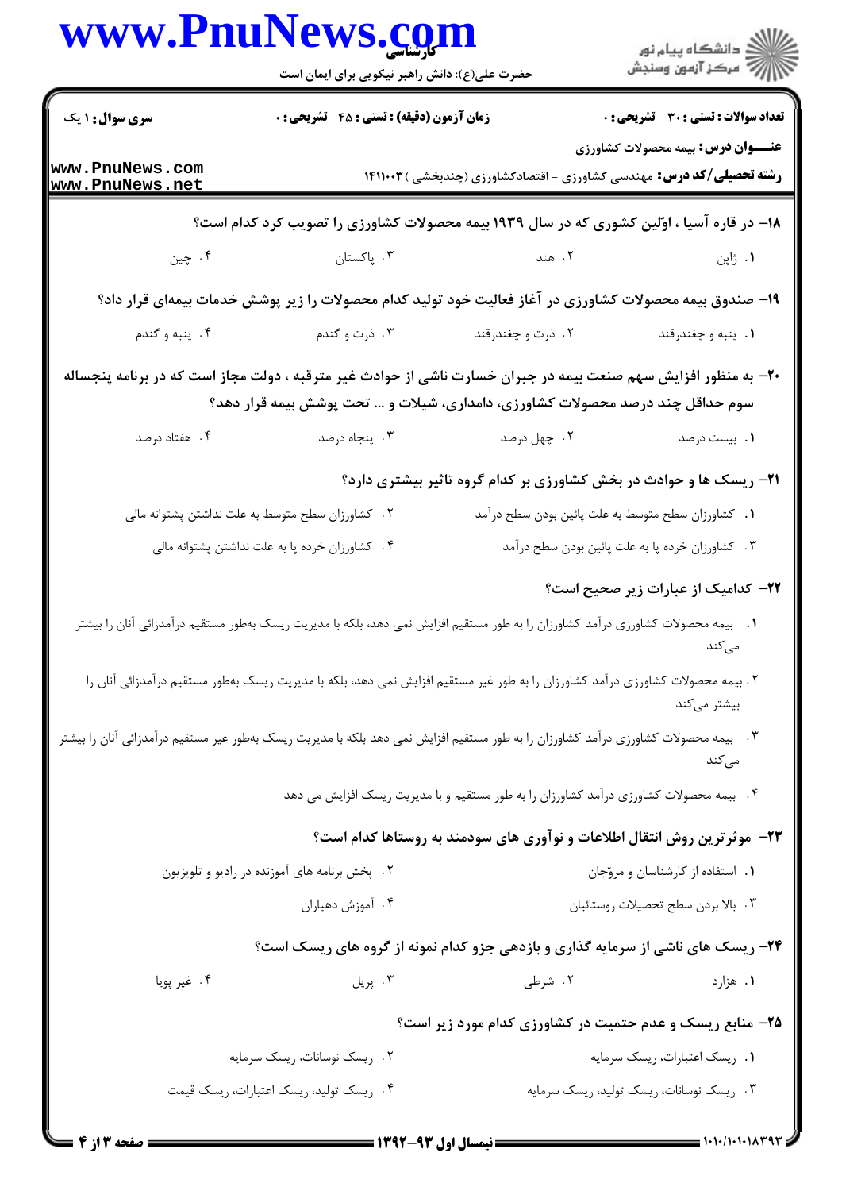**سری سوال:** ۱ یک | **زمان آزمون (دقیقه) : تستی : ۴۵ تشریحی : ۰** | **تعداد سوالات : تستی : ۳۰ تشریحی : ۰**

**عنـــوان درس:** بیمه محصولات کشاورزی

**رشته تحصیلی/کد درس:** مهندسی کشاورزی - اقتصادکشاورزی (چندبخشی ) ۱۴۱۱۰۰۳

**۱۸- در قاره آسیا ، اوّلین کشوری که در سال ۱۹۳۹ بیمه محصولات کشاورزی را تصویب کرد کدام است؟**

۱. ژاپن
۲. هند
۳. پاکستان
۴. چین

**۱۹- صندوق بیمه محصولات کشاورزی در آغاز فعالیت خود تولید کدام محصولات را زیر پوشش خدمات بیمه‌ای قرار داد؟**

۱. پنبه و چغندرقند
۲. ذرت و چغندرقند
۳. ذرت و گندم
۴. پنبه و گندم

**۲۰- به منظور افزایش سهم صنعت بیمه در جبران خسارت ناشی از حوادث غیر مترقبه ، دولت مجاز است که در برنامه پنجساله سوم حداقل چند درصد محصولات کشاورزی، دامداری، شیلات و ... تحت پوشش بیمه قرار دهد؟**

۱. بیست درصد
۲. چهل درصد
۳. پنجاه درصد
۴. هفتاد درصد

**۲۱- ریسک ها و حوادث در بخش کشاورزی بر کدام گروه تاثیر بیشتری دارد؟**

۱. کشاورزان سطح متوسط به علت پائین بودن سطح درآمد
۲. کشاورزان سطح متوسط به علت نداشتن پشتوانه مالی
۳. کشاورزان خرده پا به علت پائین بودن سطح درآمد
۴. کشاورزان خرده پا به علت نداشتن پشتوانه مالی

**۲۲- کدامیک از عبارات زیر صحیح است؟**

۱. بیمه محصولات کشاورزی درآمد کشاورزان را به طور مستقیم افزایش نمی دهد، بلکه با مدیریت ریسک به‌طور مستقیم درآمدزائی آنان را بیشتر می‌کند
۲. بیمه محصولات کشاورزی درآمد کشاورزان را به طور غیر مستقیم افزایش نمی دهد، بلکه با مدیریت ریسک به‌طور مستقیم درآمدزائی آنان را بیشتر می‌کند
۳. بیمه محصولات کشاورزی درآمد کشاورزان را به طور مستقیم افزایش نمی دهد بلکه با مدیریت ریسک به‌طور غیر مستقیم درآمدزائی آنان را بیشتر می‌کند
۴. بیمه محصولات کشاورزی درآمد کشاورزان را به طور مستقیم و با مدیریت ریسک افزایش می دهد

**۲۳- موثرترین روش انتقال اطلاعات و نوآوری های سودمند به روستاها کدام است؟**

۱. استفاده از کارشناسان و مروّجان
۲. پخش برنامه های آموزنده در رادیو و تلویزیون
۳. بالا بردن سطح تحصیلات روستائیان
۴. آموزش دهیاران

**۲۴- ریسک های ناشی از سرمایه گذاری و بازدهی جزو کدام نمونه از گروه های ریسک است؟**

۱. هزارد
۲. شرطی
۳. پریل
۴. غیر پویا

**۲۵- منابع ریسک و عدم حتمیت در کشاورزی کدام مورد زیر است؟**

۱. ریسک اعتبارات، ریسک سرمایه
۲. ریسک نوسانات، ریسک سرمایه
۳. ریسک نوسانات، ریسک تولید، ریسک سرمایه
۴. ریسک تولید، ریسک اعتبارات، ریسک قیمت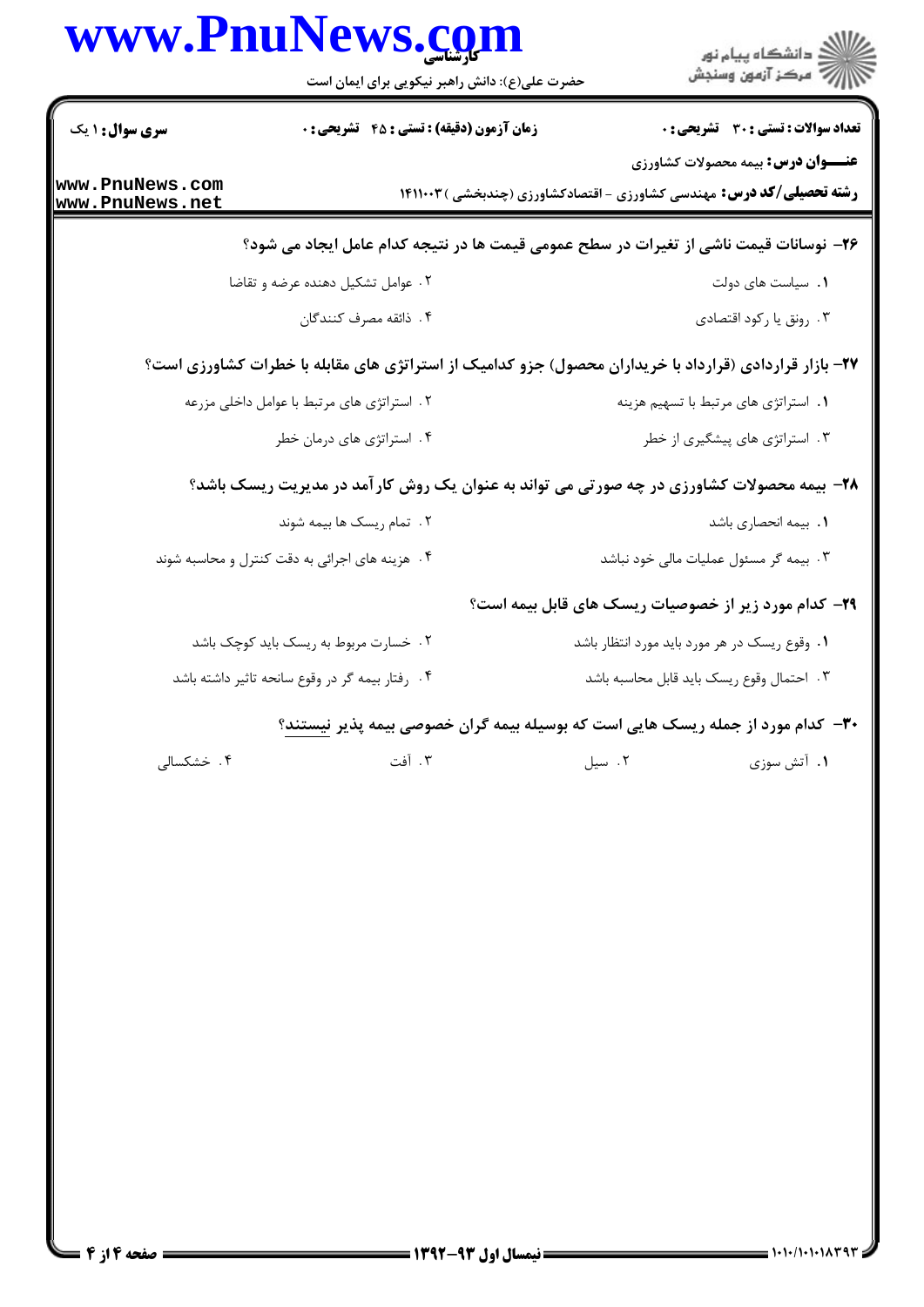**۲۶- نوسانات قیمت ناشی از تغیرات در سطح عمومی قیمت ها در نتیجه کدام عامل ایجاد می شود؟**

۱. سیاست های دولت

۲. عوامل تشکیل دهنده عرضه و تقاضا

۳. رونق یا رکود اقتصادی

۴. ذائقه مصرف کنندگان

**۲۷- بازار قراردادی (قرارداد با خریداران محصول) جزو کدامیک از استراتژی های مقابله با خطرات کشاورزی است؟**

۱. استراتژی های مرتبط با تسهیم هزینه

۲. استراتژی های مرتبط با عوامل داخلی مزرعه

۳. استراتژی های پیشگیری از خطر

۴. استراتژی های درمان خطر

**۲۸- بیمه محصولات کشاورزی در چه صورتی می تواند به عنوان یک روش کارآمد در مدیریت ریسک باشد؟**

۱. بیمه انحصاری باشد

۲. تمام ریسک ها بیمه شوند

۳. بیمه گر مسئول عملیات مالی خود نباشد

۴. هزینه های اجرائی به دقت کنترل و محاسبه شوند

**۲۹- کدام مورد زیر از خصوصیات ریسک های قابل بیمه است؟**

۱. وقوع ریسک در هر مورد باید مورد انتظار باشد

۲. خسارت مربوط به ریسک باید کوچک باشد

۳. احتمال وقوع ریسک باید قابل محاسبه باشد

۴. رفتار بیمه گر در وقوع سانحه تاثیر داشته باشد

**۳۰- کدام مورد از جمله ریسک هایی است که بوسیله بیمه گران خصوصی بیمه پذیر نیستند؟**

۱. آتش سوزی

۲. سیل

۳. آفت

۴. خشکسالی